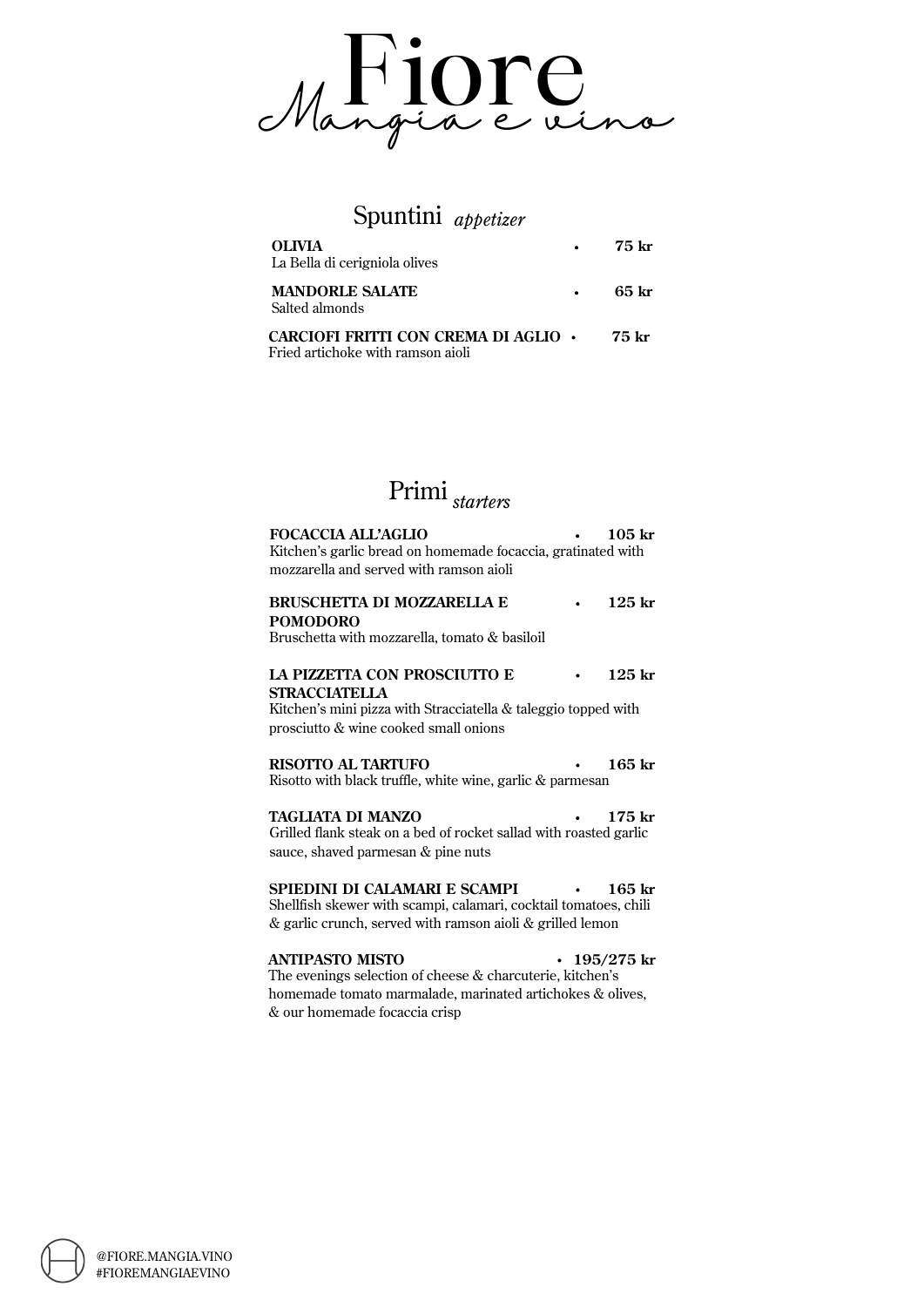# Fiore

*Mangia e vino*

## Spuntini *appetizer*

**OLIVIA** • **75 kr**
La Bella di cerigniola olives

**MANDORLE SALATE** • **65 kr**
Salted almonds

**CARCIOFI FRITTI CON CREMA DI AGLIO** • **75 kr**
Fried artichoke with ramson aioli

## Primi *starters*

**FOCACCIA ALL'AGLIO** • **105 kr**
Kitchen's garlic bread on homemade focaccia, gratinated with mozzarella and served with ramson aioli

**BRUSCHETTA DI MOZZARELLA E POMODORO** • **125 kr**
Bruschetta with mozzarella, tomato & basiloil

**LA PIZZETTA CON PROSCIUTTO E STRACCIATELLA** • **125 kr**
Kitchen's mini pizza with Stracciatella & taleggio topped with prosciutto & wine cooked small onions

**RISOTTO AL TARTUFO** • **165 kr**
Risotto with black truffle, white wine, garlic & parmesan

**TAGLIATA DI MANZO** • **175 kr**
Grilled flank steak on a bed of rocket sallad with roasted garlic sauce, shaved parmesan & pine nuts

**SPIEDINI DI CALAMARI E SCAMPI** • **165 kr**
Shellfish skewer with scampi, calamari, cocktail tomatoes, chili & garlic crunch, served with ramson aioli & grilled lemon

**ANTIPASTO MISTO** • **195/275 kr**
The evenings selection of cheese & charcuterie, kitchen's homemade tomato marmalade, marinated artichokes & olives, & our homemade focaccia crisp

@FIORE.MANGIA.VINO
#FIOREMANGIAEVINO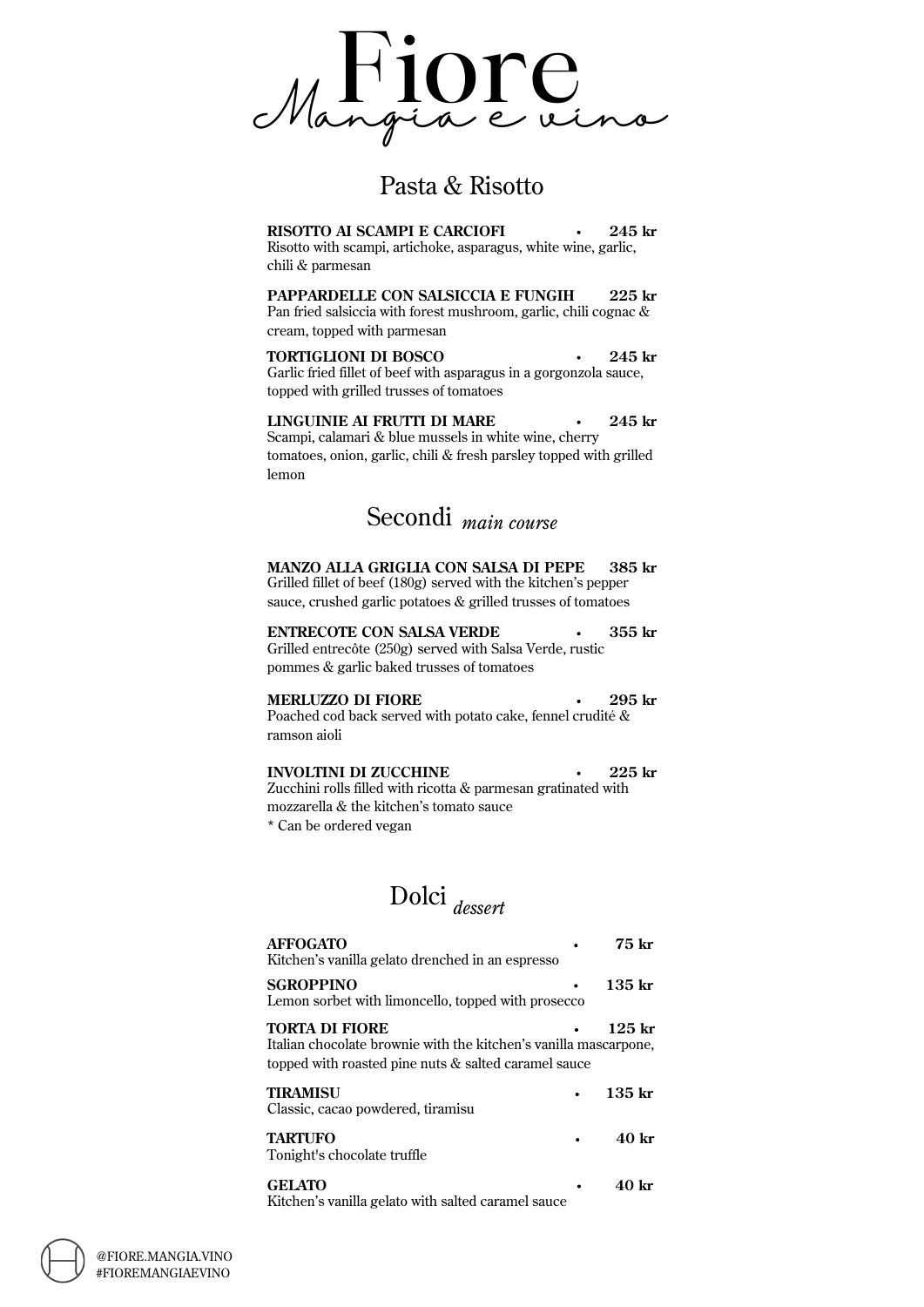# Fiore
*Mangia e vino*

## Pasta & Risotto

**RISOTTO AI SCAMPI E CARCIOFI** • **245 kr**
Risotto with scampi, artichoke, asparagus, white wine, garlic, chili & parmesan

**PAPPARDELLE CON SALSICCIA E FUNGIH** **225 kr**
Pan fried salsiccia with forest mushroom, garlic, chili cognac & cream, topped with parmesan

**TORTIGLIONI DI BOSCO** • **245 kr**
Garlic fried fillet of beef with asparagus in a gorgonzola sauce, topped with grilled trusses of tomatoes

**LINGUINIE AI FRUTTI DI MARE** • **245 kr**
Scampi, calamari & blue mussels in white wine, cherry tomatoes, onion, garlic, chili & fresh parsley topped with grilled lemon

## Secondi *main course*

**MANZO ALLA GRIGLIA CON SALSA DI PEPE** **385 kr**
Grilled fillet of beef (180g) served with the kitchen's pepper sauce, crushed garlic potatoes & grilled trusses of tomatoes

**ENTRECOTE CON SALSA VERDE** • **355 kr**
Grilled entrecôte (250g) served with Salsa Verde, rustic pommes & garlic baked trusses of tomatoes

**MERLUZZO DI FIORE** • **295 kr**
Poached cod back served with potato cake, fennel crudité & ramson aioli

**INVOLTINI DI ZUCCHINE** • **225 kr**
Zucchini rolls filled with ricotta & parmesan gratinated with mozzarella & the kitchen's tomato sauce
* Can be ordered vegan

## Dolci *dessert*

**AFFOGATO** • **75 kr**
Kitchen's vanilla gelato drenched in an espresso

**SGROPPINO** • **135 kr**
Lemon sorbet with limoncello, topped with prosecco

**TORTA DI FIORE** • **125 kr**
Italian chocolate brownie with the kitchen's vanilla mascarpone, topped with roasted pine nuts & salted caramel sauce

**TIRAMISU** • **135 kr**
Classic, cacao powdered, tiramisu

**TARTUFO** • **40 kr**
Tonight's chocolate truffle

**GELATO** • **40 kr**
Kitchen's vanilla gelato with salted caramel sauce

@FIORE.MANGIA.VINO
#FIOREMANGIAEVINO